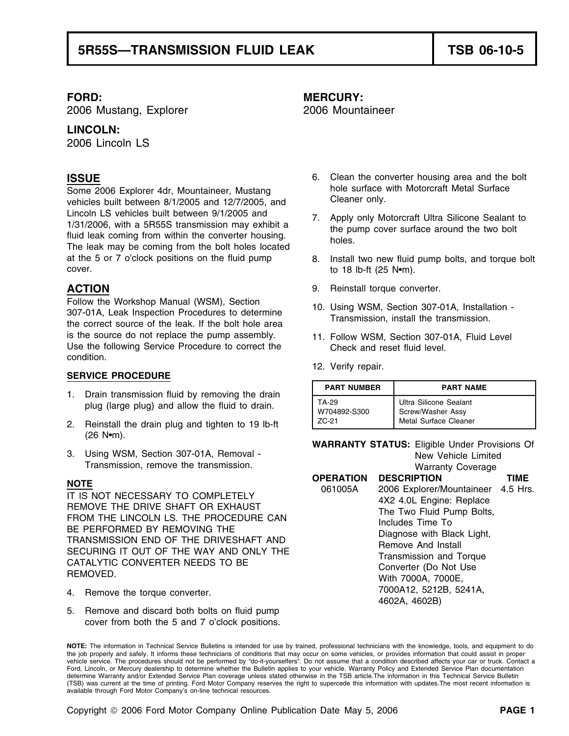# 5R55S—TRANSMISSION FLUID LEAK — TSB 06-10-5

**FORD:**
2006 Mustang, Explorer

**LINCOLN:**
2006 Lincoln LS

**MERCURY:**
2006 Mountaineer

## ISSUE

Some 2006 Explorer 4dr, Mountaineer, Mustang vehicles built between 8/1/2005 and 12/7/2005, and Lincoln LS vehicles built between 9/1/2005 and 1/31/2006, with a 5R55S transmission may exhibit a fluid leak coming from within the converter housing. The leak may be coming from the bolt holes located at the 5 or 7 o'clock positions on the fluid pump cover.

## ACTION

Follow the Workshop Manual (WSM), Section 307-01A, Leak Inspection Procedures to determine the correct source of the leak. If the bolt hole area is the source do not replace the pump assembly. Use the following Service Procedure to correct the condition.

### SERVICE PROCEDURE

1. Drain transmission fluid by removing the drain plug (large plug) and allow the fluid to drain.
2. Reinstall the drain plug and tighten to 19 lb-ft (26 N•m).
3. Using WSM, Section 307-01A, Removal - Transmission, remove the transmission.

**NOTE**

IT IS NOT NECESSARY TO COMPLETELY REMOVE THE DRIVE SHAFT OR EXHAUST FROM THE LINCOLN LS. THE PROCEDURE CAN BE PERFORMED BY REMOVING THE TRANSMISSION END OF THE DRIVESHAFT AND SECURING IT OUT OF THE WAY AND ONLY THE CATALYTIC CONVERTER NEEDS TO BE REMOVED.

4. Remove the torque converter.
5. Remove and discard both bolts on fluid pump cover from both the 5 and 7 o'clock positions.
6. Clean the converter housing area and the bolt hole surface with Motorcraft Metal Surface Cleaner only.
7. Apply only Motorcraft Ultra Silicone Sealant to the pump cover surface around the two bolt holes.
8. Install two new fluid pump bolts, and torque bolt to 18 lb-ft (25 N•m).
9. Reinstall torque converter.
10. Using WSM, Section 307-01A, Installation - Transmission, install the transmission.
11. Follow WSM, Section 307-01A, Fluid Level Check and reset fluid level.
12. Verify repair.

| PART NUMBER | PART NAME |
|---|---|
| TA-29 | Ultra Silicone Sealant |
| W704892-S300 | Screw/Washer Assy |
| ZC-21 | Metal Surface Cleaner |

**WARRANTY STATUS:** Eligible Under Provisions Of New Vehicle Limited Warranty Coverage

| OPERATION | DESCRIPTION | TIME |
|---|---|---|
| 061005A | 2006 Explorer/Mountaineer 4X2 4.0L Engine: Replace The Two Fluid Pump Bolts, Includes Time To Diagnose with Black Light, Remove And Install Transmission and Torque Converter (Do Not Use With 7000A, 7000E, 7000A12, 5212B, 5241A, 4602A, 4602B) | 4.5 Hrs. |

**NOTE:** The information in Technical Service Bulletins is intended for use by trained, professional technicians with the knowledge, tools, and equipment to do the job properly and safely. It informs these technicians of conditions that may occur on some vehicles, or provides information that could assist in proper vehicle service. The procedures should not be performed by "do-it-yourselfers". Do not assume that a condition described affects your car or truck. Contact a Ford, Lincoln, or Mercury dealership to determine whether the Bulletin applies to your vehicle. Warranty Policy and Extended Service Plan documentation determine Warranty and/or Extended Service Plan coverage unless stated otherwise in the TSB article.The information in this Technical Service Bulletin (TSB) was current at the time of printing. Ford Motor Company reserves the right to supercede this information with updates.The most recent information is available through Ford Motor Company's on-line technical resources.

Copyright © 2006 Ford Motor Company Online Publication Date May 5, 2006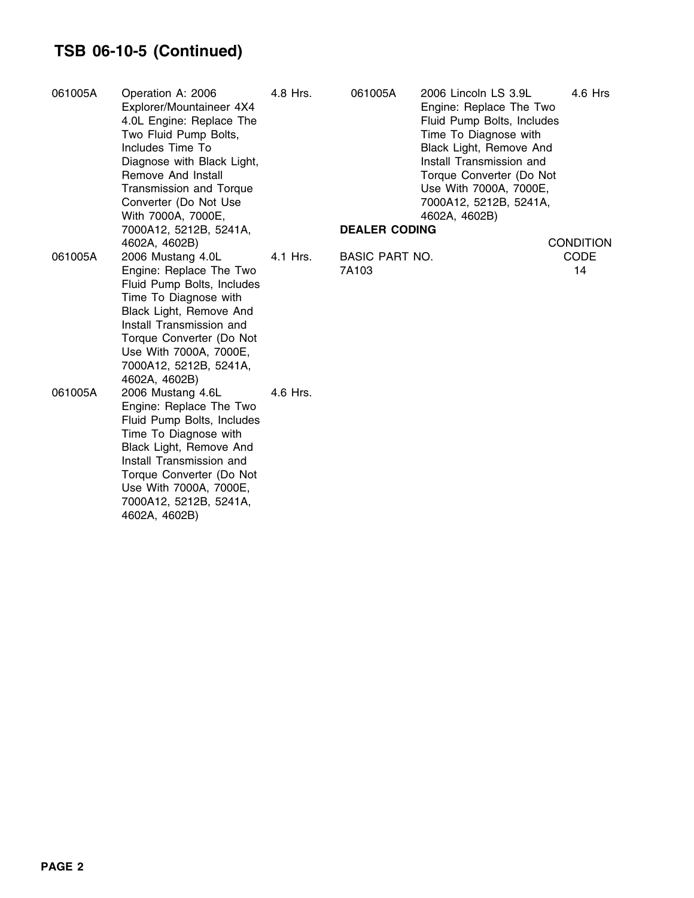# TSB 06-10-5 (Continued)

| | | |
|---|---|---|
| 061005A | Operation A: 2006 Explorer/Mountaineer 4X4 4.0L Engine: Replace The Two Fluid Pump Bolts, Includes Time To Diagnose with Black Light, Remove And Install Transmission and Torque Converter (Do Not Use With 7000A, 7000E, 7000A12, 5212B, 5241A, 4602A, 4602B) | 4.8 Hrs. |
| 061005A | 2006 Mustang 4.0L Engine: Replace The Two Fluid Pump Bolts, Includes Time To Diagnose with Black Light, Remove And Install Transmission and Torque Converter (Do Not Use With 7000A, 7000E, 7000A12, 5212B, 5241A, 4602A, 4602B) | 4.1 Hrs. |
| 061005A | 2006 Mustang 4.6L Engine: Replace The Two Fluid Pump Bolts, Includes Time To Diagnose with Black Light, Remove And Install Transmission and Torque Converter (Do Not Use With 7000A, 7000E, 7000A12, 5212B, 5241A, 4602A, 4602B) | 4.6 Hrs. |
| 061005A | 2006 Lincoln LS 3.9L Engine: Replace The Two Fluid Pump Bolts, Includes Time To Diagnose with Black Light, Remove And Install Transmission and Torque Converter (Do Not Use With 7000A, 7000E, 7000A12, 5212B, 5241A, 4602A, 4602B) | 4.6 Hrs |

**DEALER CODING**

| BASIC PART NO. | CONDITION CODE |
|---|---|
| 7A103 | 14 |